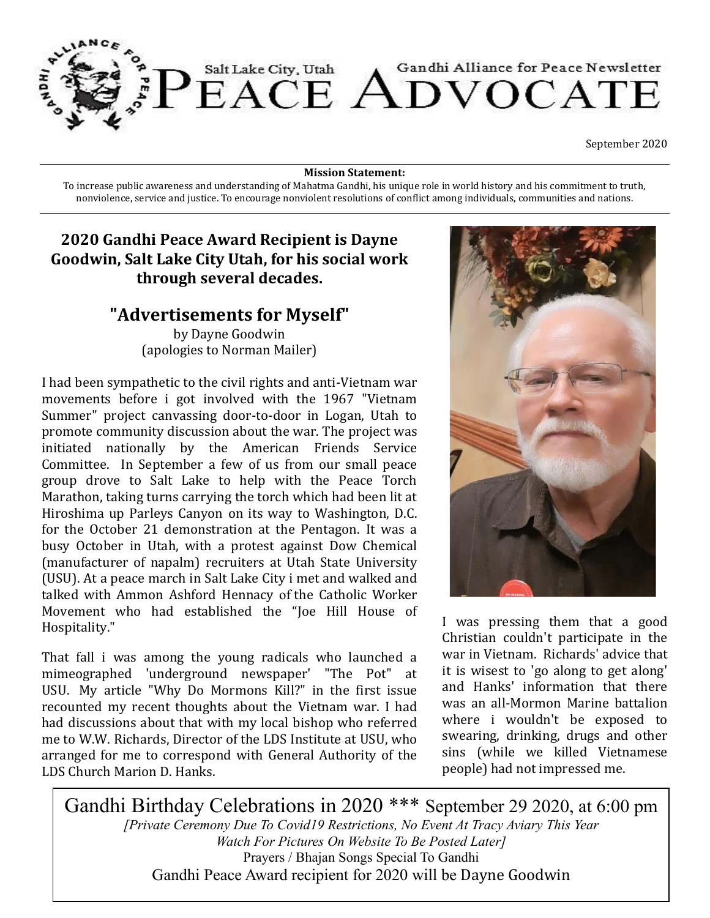# Salt Lake City, Utah PEACE ADVOCATE

Gandhi Alliance for Peace Newsletter

September 2020

**Mission Statement:**
To increase public awareness and understanding of Mahatma Gandhi, his unique role in world history and his commitment to truth, nonviolence, service and justice. To encourage nonviolent resolutions of conflict among individuals, communities and nations.

## 2020 Gandhi Peace Award Recipient is Dayne Goodwin, Salt Lake City Utah, for his social work through several decades.

## "Advertisements for Myself"

by Dayne Goodwin
(apologies to Norman Mailer)

I had been sympathetic to the civil rights and anti-Vietnam war movements before i got involved with the 1967 "Vietnam Summer" project canvassing door-to-door in Logan, Utah to promote community discussion about the war. The project was initiated nationally by the American Friends Service Committee. In September a few of us from our small peace group drove to Salt Lake to help with the Peace Torch Marathon, taking turns carrying the torch which had been lit at Hiroshima up Parleys Canyon on its way to Washington, D.C. for the October 21 demonstration at the Pentagon. It was a busy October in Utah, with a protest against Dow Chemical (manufacturer of napalm) recruiters at Utah State University (USU). At a peace march in Salt Lake City i met and walked and talked with Ammon Ashford Hennacy of the Catholic Worker Movement who had established the "Joe Hill House of Hospitality."

That fall i was among the young radicals who launched a mimeographed 'underground newspaper' "The Pot" at USU. My article "Why Do Mormons Kill?" in the first issue recounted my recent thoughts about the Vietnam war. I had had discussions about that with my local bishop who referred me to W.W. Richards, Director of the LDS Institute at USU, who arranged for me to correspond with General Authority of the LDS Church Marion D. Hanks. I was pressing them that a good Christian couldn't participate in the war in Vietnam. Richards' advice that it is wisest to 'go along to get along' and Hanks' information that there was an all-Mormon Marine battalion where i wouldn't be exposed to swearing, drinking, drugs and other sins (while we killed Vietnamese people) had not impressed me.

---

Gandhi Birthday Celebrations in 2020 *** September 29 2020, at 6:00 pm

*[Private Ceremony Due To Covid19 Restrictions, No Event At Tracy Aviary This Year*
*Watch For Pictures On Website To Be Posted Later]*

Prayers / Bhajan Songs Special To Gandhi

Gandhi Peace Award recipient for 2020 will be Dayne Goodwin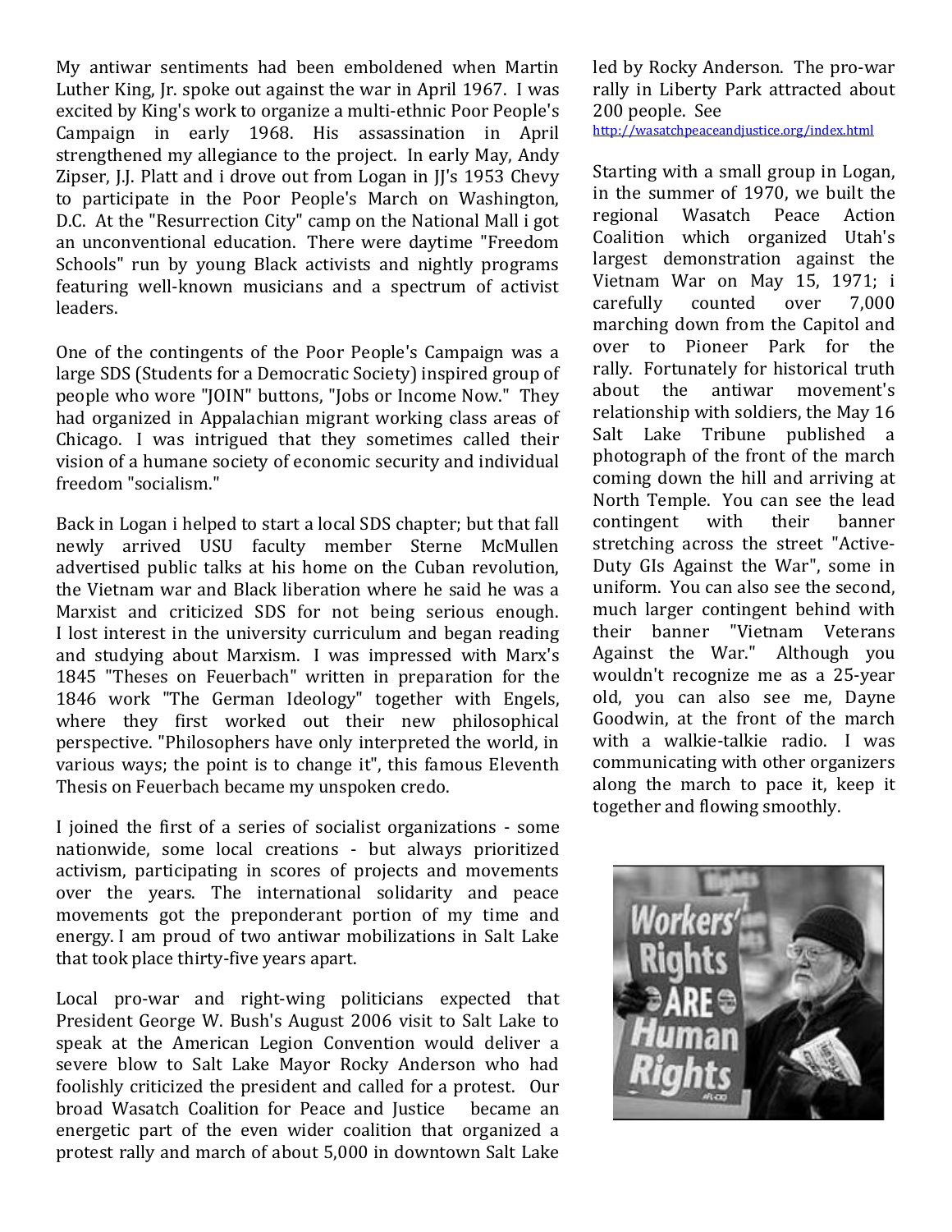My antiwar sentiments had been emboldened when Martin Luther King, Jr. spoke out against the war in April 1967. I was excited by King's work to organize a multi-ethnic Poor People's Campaign in early 1968. His assassination in April strengthened my allegiance to the project. In early May, Andy Zipser, J.J. Platt and i drove out from Logan in JJ's 1953 Chevy to participate in the Poor People's March on Washington, D.C. At the "Resurrection City" camp on the National Mall i got an unconventional education. There were daytime "Freedom Schools" run by young Black activists and nightly programs featuring well-known musicians and a spectrum of activist leaders.

One of the contingents of the Poor People's Campaign was a large SDS (Students for a Democratic Society) inspired group of people who wore "JOIN" buttons, "Jobs or Income Now." They had organized in Appalachian migrant working class areas of Chicago. I was intrigued that they sometimes called their vision of a humane society of economic security and individual freedom "socialism."

Back in Logan i helped to start a local SDS chapter; but that fall newly arrived USU faculty member Sterne McMullen advertised public talks at his home on the Cuban revolution, the Vietnam war and Black liberation where he said he was a Marxist and criticized SDS for not being serious enough. I lost interest in the university curriculum and began reading and studying about Marxism. I was impressed with Marx's 1845 "Theses on Feuerbach" written in preparation for the 1846 work "The German Ideology" together with Engels, where they first worked out their new philosophical perspective. "Philosophers have only interpreted the world, in various ways; the point is to change it", this famous Eleventh Thesis on Feuerbach became my unspoken credo.

I joined the first of a series of socialist organizations - some nationwide, some local creations - but always prioritized activism, participating in scores of projects and movements over the years. The international solidarity and peace movements got the preponderant portion of my time and energy. I am proud of two antiwar mobilizations in Salt Lake that took place thirty-five years apart.

Local pro-war and right-wing politicians expected that President George W. Bush's August 2006 visit to Salt Lake to speak at the American Legion Convention would deliver a severe blow to Salt Lake Mayor Rocky Anderson who had foolishly criticized the president and called for a protest. Our broad Wasatch Coalition for Peace and Justice became an energetic part of the even wider coalition that organized a protest rally and march of about 5,000 in downtown Salt Lake led by Rocky Anderson. The pro-war rally in Liberty Park attracted about 200 people. See http://wasatchpeaceandjustice.org/index.html

Starting with a small group in Logan, in the summer of 1970, we built the regional Wasatch Peace Action Coalition which organized Utah's largest demonstration against the Vietnam War on May 15, 1971; i carefully counted over 7,000 marching down from the Capitol and over to Pioneer Park for the rally. Fortunately for historical truth about the antiwar movement's relationship with soldiers, the May 16 Salt Lake Tribune published a photograph of the front of the march coming down the hill and arriving at North Temple. You can see the lead contingent with their banner stretching across the street "Active-Duty GIs Against the War", some in uniform. You can also see the second, much larger contingent behind with their banner "Vietnam Veterans Against the War." Although you wouldn't recognize me as a 25-year old, you can also see me, Dayne Goodwin, at the front of the march with a walkie-talkie radio. I was communicating with other organizers along the march to pace it, keep it together and flowing smoothly.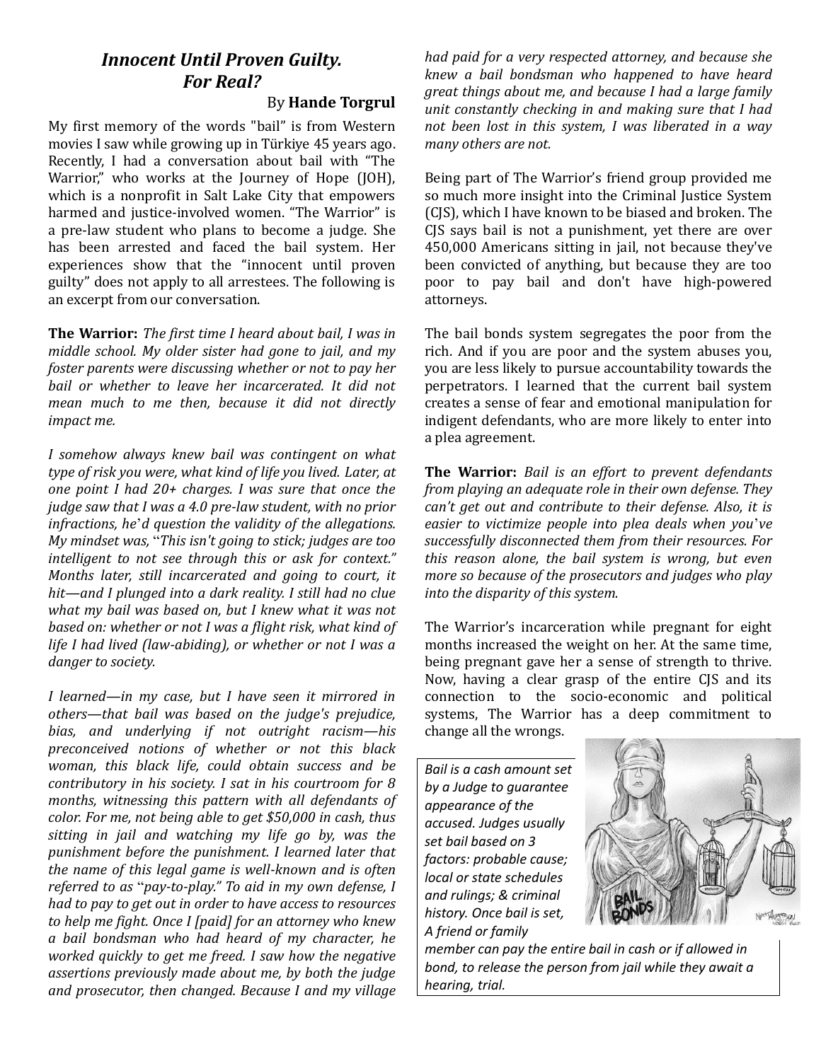# *Innocent Until Proven Guilty. For Real?*

By **Hande Torgrul**

My first memory of the words "bail" is from Western movies I saw while growing up in Türkiye 45 years ago. Recently, I had a conversation about bail with "The Warrior," who works at the Journey of Hope (JOH), which is a nonprofit in Salt Lake City that empowers harmed and justice-involved women. "The Warrior" is a pre-law student who plans to become a judge. She has been arrested and faced the bail system. Her experiences show that the "innocent until proven guilty" does not apply to all arrestees. The following is an excerpt from our conversation.

**The Warrior:** *The first time I heard about bail, I was in middle school. My older sister had gone to jail, and my foster parents were discussing whether or not to pay her bail or whether to leave her incarcerated. It did not mean much to me then, because it did not directly impact me.*

*I somehow always knew bail was contingent on what type of risk you were, what kind of life you lived. Later, at one point I had 20+ charges. I was sure that once the judge saw that I was a 4.0 pre-law student, with no prior infractions, he'd question the validity of the allegations. My mindset was, "This isn't going to stick; judges are too intelligent to not see through this or ask for context." Months later, still incarcerated and going to court, it hit—and I plunged into a dark reality. I still had no clue what my bail was based on, but I knew what it was not based on: whether or not I was a flight risk, what kind of life I had lived (law-abiding), or whether or not I was a danger to society.*

*I learned—in my case, but I have seen it mirrored in others—that bail was based on the judge's prejudice, bias, and underlying if not outright racism—his preconceived notions of whether or not this black woman, this black life, could obtain success and be contributory in his society. I sat in his courtroom for 8 months, witnessing this pattern with all defendants of color. For me, not being able to get $50,000 in cash, thus sitting in jail and watching my life go by, was the punishment before the punishment. I learned later that the name of this legal game is well-known and is often referred to as "pay-to-play." To aid in my own defense, I had to pay to get out in order to have access to resources to help me fight. Once I [paid] for an attorney who knew a bail bondsman who had heard of my character, he worked quickly to get me freed. I saw how the negative assertions previously made about me, by both the judge and prosecutor, then changed. Because I and my village had paid for a very respected attorney, and because she knew a bail bondsman who happened to have heard great things about me, and because I had a large family unit constantly checking in and making sure that I had not been lost in this system, I was liberated in a way many others are not.*

Being part of The Warrior's friend group provided me so much more insight into the Criminal Justice System (CJS), which I have known to be biased and broken. The CJS says bail is not a punishment, yet there are over 450,000 Americans sitting in jail, not because they've been convicted of anything, but because they are too poor to pay bail and don't have high-powered attorneys.

The bail bonds system segregates the poor from the rich. And if you are poor and the system abuses you, you are less likely to pursue accountability towards the perpetrators. I learned that the current bail system creates a sense of fear and emotional manipulation for indigent defendants, who are more likely to enter into a plea agreement.

**The Warrior:** *Bail is an effort to prevent defendants from playing an adequate role in their own defense. They can't get out and contribute to their defense. Also, it is easier to victimize people into plea deals when you've successfully disconnected them from their resources. For this reason alone, the bail system is wrong, but even more so because of the prosecutors and judges who play into the disparity of this system.*

The Warrior's incarceration while pregnant for eight months increased the weight on her. At the same time, being pregnant gave her a sense of strength to thrive. Now, having a clear grasp of the entire CJS and its connection to the socio-economic and political systems, The Warrior has a deep commitment to change all the wrongs.

*Bail is a cash amount set by a Judge to guarantee appearance of the accused. Judges usually set bail based on 3 factors: probable cause; local or state schedules and rulings; & criminal history. Once bail is set, A friend or family member can pay the entire bail in cash or if allowed in bond, to release the person from jail while they await a hearing, trial.*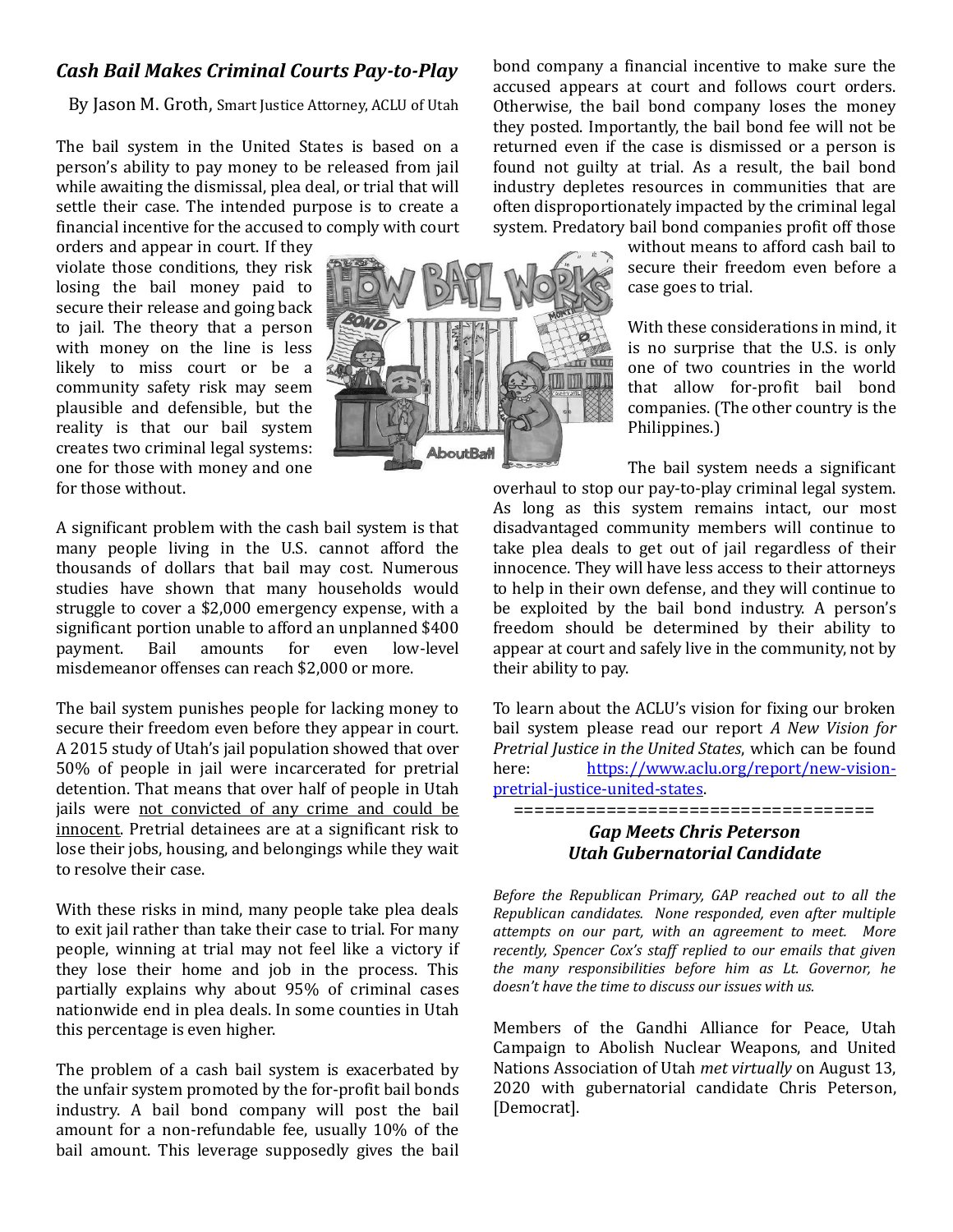## *Cash Bail Makes Criminal Courts Pay-to-Play*

By Jason M. Groth, Smart Justice Attorney, ACLU of Utah

The bail system in the United States is based on a person's ability to pay money to be released from jail while awaiting the dismissal, plea deal, or trial that will settle their case. The intended purpose is to create a financial incentive for the accused to comply with court orders and appear in court. If they violate those conditions, they risk losing the bail money paid to secure their release and going back to jail. The theory that a person with money on the line is less likely to miss court or be a community safety risk may seem plausible and defensible, but the reality is that our bail system creates two criminal legal systems: one for those with money and one for those without.

A significant problem with the cash bail system is that many people living in the U.S. cannot afford the thousands of dollars that bail may cost. Numerous studies have shown that many households would struggle to cover a $2,000 emergency expense, with a significant portion unable to afford an unplanned $400 payment. Bail amounts for even low-level misdemeanor offenses can reach $2,000 or more.

The bail system punishes people for lacking money to secure their freedom even before they appear in court. A 2015 study of Utah's jail population showed that over 50% of people in jail were incarcerated for pretrial detention. That means that over half of people in Utah jails were not convicted of any crime and could be innocent. Pretrial detainees are at a significant risk to lose their jobs, housing, and belongings while they wait to resolve their case.

With these risks in mind, many people take plea deals to exit jail rather than take their case to trial. For many people, winning at trial may not feel like a victory if they lose their home and job in the process. This partially explains why about 95% of criminal cases nationwide end in plea deals. In some counties in Utah this percentage is even higher.

The problem of a cash bail system is exacerbated by the unfair system promoted by the for-profit bail bonds industry. A bail bond company will post the bail amount for a non-refundable fee, usually 10% of the bail amount. This leverage supposedly gives the bail bond company a financial incentive to make sure the accused appears at court and follows court orders. Otherwise, the bail bond company loses the money they posted. Importantly, the bail bond fee will not be returned even if the case is dismissed or a person is found not guilty at trial. As a result, the bail bond industry depletes resources in communities that are often disproportionately impacted by the criminal legal system. Predatory bail bond companies profit off those without means to afford cash bail to secure their freedom even before a case goes to trial.

With these considerations in mind, it is no surprise that the U.S. is only one of two countries in the world that allow for-profit bail bond companies. (The other country is the Philippines.)

The bail system needs a significant overhaul to stop our pay-to-play criminal legal system. As long as this system remains intact, our most disadvantaged community members will continue to take plea deals to get out of jail regardless of their innocence. They will have less access to their attorneys to help in their own defense, and they will continue to be exploited by the bail bond industry. A person's freedom should be determined by their ability to appear at court and safely live in the community, not by their ability to pay.

To learn about the ACLU's vision for fixing our broken bail system please read our report *A New Vision for Pretrial Justice in the United States*, which can be found here: https://www.aclu.org/report/new-vision-pretrial-justice-united-states.

====================================

## *Gap Meets Chris Peterson Utah Gubernatorial Candidate*

*Before the Republican Primary, GAP reached out to all the Republican candidates. None responded, even after multiple attempts on our part, with an agreement to meet. More recently, Spencer Cox's staff replied to our emails that given the many responsibilities before him as Lt. Governor, he doesn't have the time to discuss our issues with us.*

Members of the Gandhi Alliance for Peace, Utah Campaign to Abolish Nuclear Weapons, and United Nations Association of Utah *met virtually* on August 13, 2020 with gubernatorial candidate Chris Peterson, [Democrat].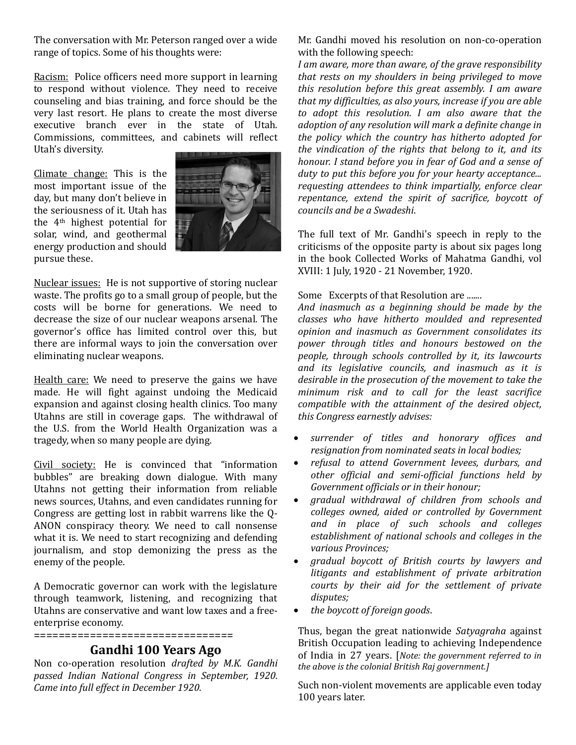The conversation with Mr. Peterson ranged over a wide range of topics. Some of his thoughts were:

Racism: Police officers need more support in learning to respond without violence. They need to receive counseling and bias training, and force should be the very last resort. He plans to create the most diverse executive branch ever in the state of Utah. Commissions, committees, and cabinets will reflect Utah's diversity.

Climate change: This is the most important issue of the day, but many don't believe in the seriousness of it. Utah has the 4th highest potential for solar, wind, and geothermal energy production and should pursue these.

Nuclear issues: He is not supportive of storing nuclear waste. The profits go to a small group of people, but the costs will be borne for generations. We need to decrease the size of our nuclear weapons arsenal. The governor's office has limited control over this, but there are informal ways to join the conversation over eliminating nuclear weapons.

Health care: We need to preserve the gains we have made. He will fight against undoing the Medicaid expansion and against closing health clinics. Too many Utahns are still in coverage gaps. The withdrawal of the U.S. from the World Health Organization was a tragedy, when so many people are dying.

Civil society: He is convinced that "information bubbles" are breaking down dialogue. With many Utahns not getting their information from reliable news sources, Utahns, and even candidates running for Congress are getting lost in rabbit warrens like the Q-ANON conspiracy theory. We need to call nonsense what it is. We need to start recognizing and defending journalism, and stop demonizing the press as the enemy of the people.

A Democratic governor can work with the legislature through teamwork, listening, and recognizing that Utahns are conservative and want low taxes and a free-enterprise economy.

================================

## Gandhi 100 Years Ago

Non co-operation resolution *drafted by M.K. Gandhi passed Indian National Congress in September, 1920. Came into full effect in December 1920.*

Mr. Gandhi moved his resolution on non-co-operation with the following speech:

*I am aware, more than aware, of the grave responsibility that rests on my shoulders in being privileged to move this resolution before this great assembly. I am aware that my difficulties, as also yours, increase if you are able to adopt this resolution. I am also aware that the adoption of any resolution will mark a definite change in the policy which the country has hitherto adopted for the vindication of the rights that belong to it, and its honour. I stand before you in fear of God and a sense of duty to put this before you for your hearty acceptance... requesting attendees to think impartially, enforce clear repentance, extend the spirit of sacrifice, boycott of councils and be a Swadeshi.*

The full text of Mr. Gandhi's speech in reply to the criticisms of the opposite party is about six pages long in the book Collected Works of Mahatma Gandhi, vol XVIII: 1 July, 1920 - 21 November, 1920.

Some Excerpts of that Resolution are .......

*And inasmuch as a beginning should be made by the classes who have hitherto moulded and represented opinion and inasmuch as Government consolidates its power through titles and honours bestowed on the people, through schools controlled by it, its lawcourts and its legislative councils, and inasmuch as it is desirable in the prosecution of the movement to take the minimum risk and to call for the least sacrifice compatible with the attainment of the desired object, this Congress earnestly advises:*

- *surrender of titles and honorary offices and resignation from nominated seats in local bodies;*
- *refusal to attend Government levees, durbars, and other official and semi-official functions held by Government officials or in their honour;*
- *gradual withdrawal of children from schools and colleges owned, aided or controlled by Government and in place of such schools and colleges establishment of national schools and colleges in the various Provinces;*
- *gradual boycott of British courts by lawyers and litigants and establishment of private arbitration courts by their aid for the settlement of private disputes;*
- *the boycott of foreign goods.*

Thus, began the great nationwide *Satyagraha* against British Occupation leading to achieving Independence of India in 27 years. [*Note: the government referred to in the above is the colonial British Raj government.]*

Such non-violent movements are applicable even today 100 years later.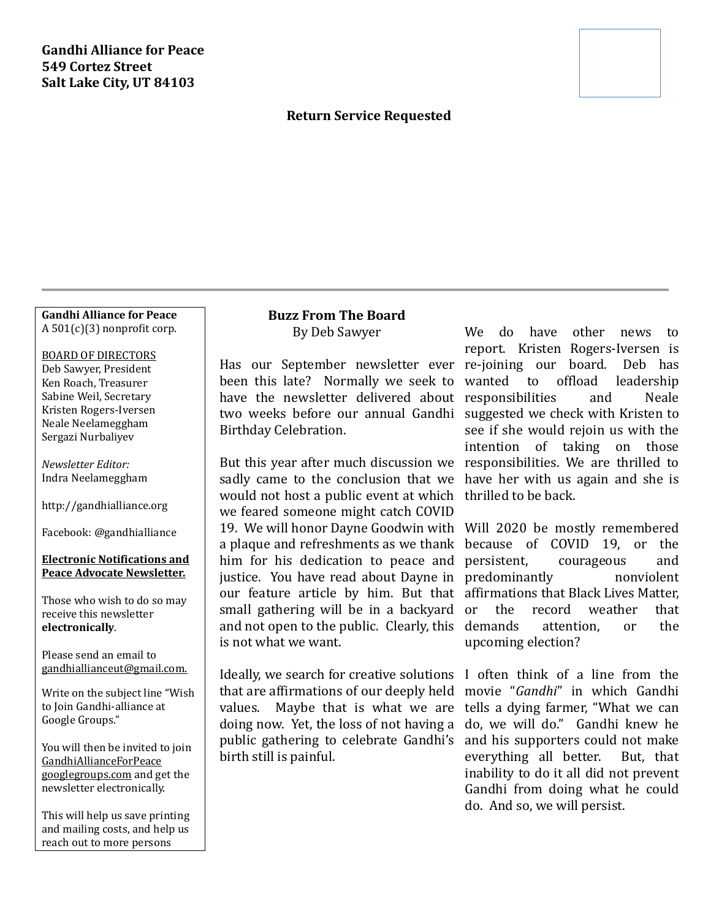**Gandhi Alliance for Peace**
**549 Cortez Street**
**Salt Lake City, UT 84103**

**Return Service Requested**

**Gandhi Alliance for Peace**
A 501(c)(3) nonprofit corp.

BOARD OF DIRECTORS
Deb Sawyer, President
Ken Roach, Treasurer
Sabine Weil, Secretary
Kristen Rogers-Iversen
Neale Neelameggham
Sergazi Nurbaliyev

*Newsletter Editor:*
Indra Neelameggham

http://gandhialliance.org

Facebook: @gandhialliance

**Electronic Notifications and Peace Advocate Newsletter.**

Those who wish to do so may receive this newsletter **electronically**.

Please send an email to gandhiallianceut@gmail.com.

Write on the subject line "Wish to Join Gandhi-alliance at Google Groups."

You will then be invited to join GandhiAllianceForPeace googlegroups.com and get the newsletter electronically.

This will help us save printing and mailing costs, and help us reach out to more persons

## Buzz From The Board

By Deb Sawyer

Has our September newsletter ever been this late? Normally we seek to have the newsletter delivered about two weeks before our annual Gandhi Birthday Celebration.

But this year after much discussion we sadly came to the conclusion that we would not host a public event at which we feared someone might catch COVID 19. We will honor Dayne Goodwin with a plaque and refreshments as we thank him for his dedication to peace and justice. You have read about Dayne in our feature article by him. But that small gathering will be in a backyard and not open to the public. Clearly, this is not what we want.

Ideally, we search for creative solutions that are affirmations of our deeply held values. Maybe that is what we are doing now. Yet, the loss of not having a public gathering to celebrate Gandhi's birth still is painful.

We do have other news to report. Kristen Rogers-Iversen is re-joining our board. Deb has wanted to offload leadership responsibilities and Neale suggested we check with Kristen to see if she would rejoin us with the intention of taking on those responsibilities. We are thrilled to have her with us again and she is thrilled to be back.

Will 2020 be mostly remembered because of COVID 19, or the persistent, courageous and predominantly nonviolent affirmations that Black Lives Matter, or the record weather that demands attention, or the upcoming election?

I often think of a line from the movie "*Gandhi*" in which Gandhi tells a dying farmer, "What we can do, we will do." Gandhi knew he and his supporters could not make everything all better. But, that inability to do it all did not prevent Gandhi from doing what he could do. And so, we will persist.